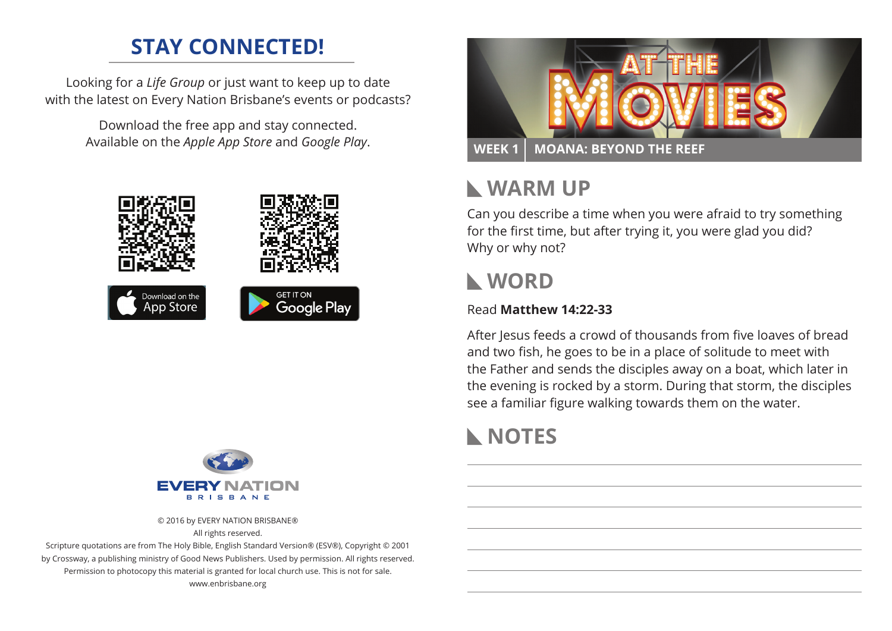## STAY CONNECTED!

Looking for a *Life Group* or just want to keep up to date with the latest on Every Nation Brisbane's events or podcasts?

Download the free app and stay connected. Available on the *Apple App Store* and *Google Play*.

Download on the App Store

GET IT ON Google Play

EVERY NATION BRISBANE

© 2016 by EVERY NATION BRISBANE®
All rights reserved.
Scripture quotations are from The Holy Bible, English Standard Version® (ESV®), Copyright © 2001 by Crossway, a publishing ministry of Good News Publishers. Used by permission. All rights reserved.
Permission to photocopy this material is granted for local church use. This is not for sale.
www.enbrisbane.org

# AT THE MOVIES

**WEEK 1 | MOANA: BEYOND THE REEF**

## WARM UP

Can you describe a time when you were afraid to try something for the first time, but after trying it, you were glad you did? Why or why not?

## WORD

Read **Matthew 14:22-33**

After Jesus feeds a crowd of thousands from five loaves of bread and two fish, he goes to be in a place of solitude to meet with the Father and sends the disciples away on a boat, which later in the evening is rocked by a storm. During that storm, the disciples see a familiar figure walking towards them on the water.

## NOTES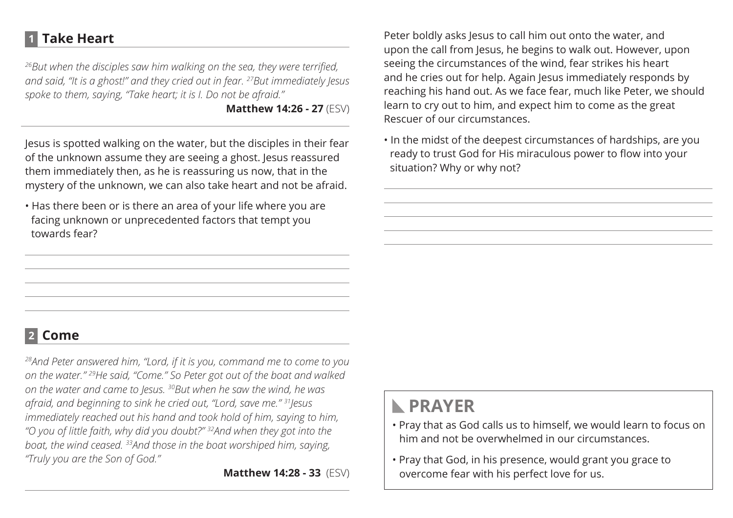## 1 Take Heart

*[26]But when the disciples saw him walking on the sea, they were terrified, and said, "It is a ghost!" and they cried out in fear. [27]But immediately Jesus spoke to them, saying, "Take heart; it is I. Do not be afraid."*

**Matthew 14:26 - 27** (ESV)

Jesus is spotted walking on the water, but the disciples in their fear of the unknown assume they are seeing a ghost. Jesus reassured them immediately then, as he is reassuring us now, that in the mystery of the unknown, we can also take heart and not be afraid.

- Has there been or is there an area of your life where you are facing unknown or unprecedented factors that tempt you towards fear?

## 2 Come

*[28]And Peter answered him, "Lord, if it is you, command me to come to you on the water." [29]He said, "Come." So Peter got out of the boat and walked on the water and came to Jesus. [30]But when he saw the wind, he was afraid, and beginning to sink he cried out, "Lord, save me." [31]Jesus immediately reached out his hand and took hold of him, saying to him, "O you of little faith, why did you doubt?" [32]And when they got into the boat, the wind ceased. [33]And those in the boat worshiped him, saying, "Truly you are the Son of God."*

**Matthew 14:28 - 33** (ESV)

Peter boldly asks Jesus to call him out onto the water, and upon the call from Jesus, he begins to walk out. However, upon seeing the circumstances of the wind, fear strikes his heart and he cries out for help. Again Jesus immediately responds by reaching his hand out. As we face fear, much like Peter, we should learn to cry out to him, and expect him to come as the great Rescuer of our circumstances.

- In the midst of the deepest circumstances of hardships, are you ready to trust God for His miraculous power to flow into your situation? Why or why not?

## PRAYER

- Pray that as God calls us to himself, we would learn to focus on him and not be overwhelmed in our circumstances.
- Pray that God, in his presence, would grant you grace to overcome fear with his perfect love for us.